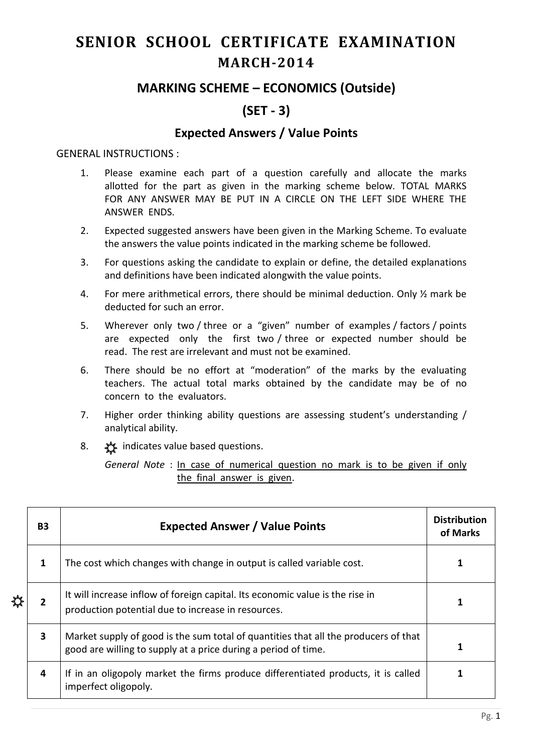# SENIOR SCHOOL CERTIFICATE EXAMINATION

## MARCH-2014

### MARKING SCHEME – ECONOMICS (Outside)

### (SET - 3)

### Expected Answers / Value Points

GENERAL INSTRUCTIONS :

1. Please examine each part of a question carefully and allocate the marks allotted for the part as given in the marking scheme below. TOTAL MARKS FOR ANY ANSWER MAY BE PUT IN A CIRCLE ON THE LEFT SIDE WHERE THE ANSWER ENDS.
2. Expected suggested answers have been given in the Marking Scheme. To evaluate the answers the value points indicated in the marking scheme be followed.
3. For questions asking the candidate to explain or define, the detailed explanations and definitions have been indicated alongwith the value points.
4. For mere arithmetical errors, there should be minimal deduction. Only ½ mark be deducted for such an error.
5. Wherever only two / three or a "given" number of examples / factors / points are expected only the first two / three or expected number should be read. The rest are irrelevant and must not be examined.
6. There should be no effort at "moderation" of the marks by the evaluating teachers. The actual total marks obtained by the candidate may be of no concern to the evaluators.
7. Higher order thinking ability questions are assessing student's understanding / analytical ability.
8. ☼ indicates value based questions.

   *General Note* : In case of numerical question no mark is to be given if only the final answer is given.

| B3 | Expected Answer / Value Points | Distribution of Marks |
|---|---|---|
| 1 | The cost which changes with change in output is called variable cost. | 1 |
| ☼ 2 | It will increase inflow of foreign capital. Its economic value is the rise in production potential due to increase in resources. | 1 |
| 3 | Market supply of good is the sum total of quantities that all the producers of that good are willing to supply at a price during a period of time. | 1 |
| 4 | If in an oligopoly market the firms produce differentiated products, it is called imperfect oligopoly. | 1 |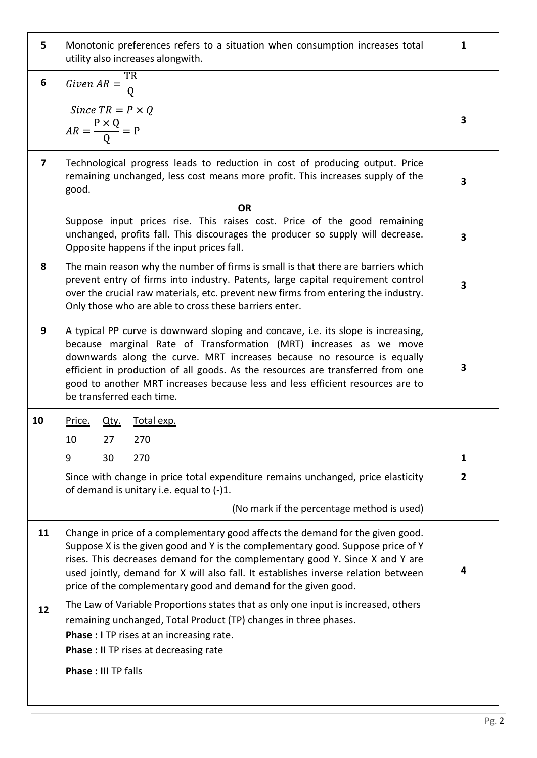| | | |
|---|---|---|
| 5 | Monotonic preferences refers to a situation when consumption increases total utility also increases alongwith. | 1 |
| 6 | $Given\ AR = \frac{TR}{Q}$ <br> $Since\ TR = P \times Q$ <br> $AR = \frac{P \times Q}{Q} = P$ | 3 |
| 7 | Technological progress leads to reduction in cost of producing output. Price remaining unchanged, less cost means more profit. This increases supply of the good. | 3 |
| | **OR** <br> Suppose input prices rise. This raises cost. Price of the good remaining unchanged, profits fall. This discourages the producer so supply will decrease. Opposite happens if the input prices fall. | 3 |
| 8 | The main reason why the number of firms is small is that there are barriers which prevent entry of firms into industry. Patents, large capital requirement control over the crucial raw materials, etc. prevent new firms from entering the industry. Only those who are able to cross these barriers enter. | 3 |
| 9 | A typical PP curve is downward sloping and concave, i.e. its slope is increasing, because marginal Rate of Transformation (MRT) increases as we move downwards along the curve. MRT increases because no resource is equally efficient in production of all goods. As the resources are transferred from one good to another MRT increases because less and less efficient resources are to be transferred each time. | 3 |
| 10 | <u>Price.</u> <u>Qty.</u> <u>Total exp.</u> <br> 10 27 270 <br> 9 30 270 | 1 |
| | Since with change in price total expenditure remains unchanged, price elasticity of demand is unitary i.e. equal to (-)1. <br> (No mark if the percentage method is used) | 2 |
| 11 | Change in price of a complementary good affects the demand for the given good. Suppose X is the given good and Y is the complementary good. Suppose price of Y rises. This decreases demand for the complementary good Y. Since X and Y are used jointly, demand for X will also fall. It establishes inverse relation between price of the complementary good and demand for the given good. | 4 |
| 12 | The Law of Variable Proportions states that as only one input is increased, others remaining unchanged, Total Product (TP) changes in three phases. <br> **Phase : I** TP rises at an increasing rate. <br> **Phase : II** TP rises at decreasing rate <br> **Phase : III** TP falls | |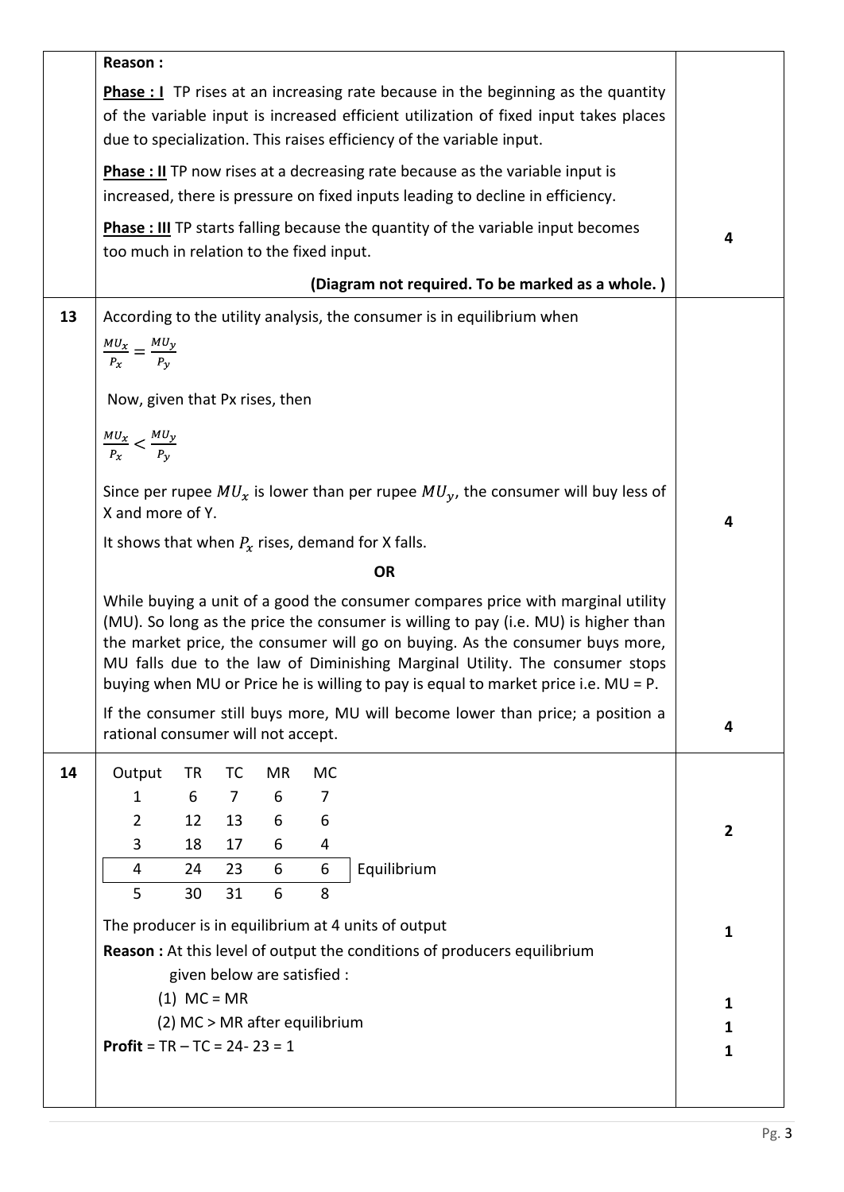| | | |
|---|---|---|
| | **Reason :**<br><br>**Phase : I** TP rises at an increasing rate because in the beginning as the quantity of the variable input is increased efficient utilization of fixed input takes places due to specialization. This raises efficiency of the variable input.<br><br>**Phase : II** TP now rises at a decreasing rate because as the variable input is increased, there is pressure on fixed inputs leading to decline in efficiency.<br><br>**Phase : III** TP starts falling because the quantity of the variable input becomes too much in relation to the fixed input.<br><br>**(Diagram not required. To be marked as a whole. )** | 4 |
| 13 | According to the utility analysis, the consumer is in equilibrium when<br><br>$\frac{MU_x}{P_x} = \frac{MU_y}{P_y}$<br><br>Now, given that Px rises, then<br><br>$\frac{MU_x}{P_x} < \frac{MU_y}{P_y}$<br><br>Since per rupee $MU_x$ is lower than per rupee $MU_y$, the consumer will buy less of X and more of Y.<br><br>It shows that when $P_x$ rises, demand for X falls. | 4 |
| | **OR** | |
| | While buying a unit of a good the consumer compares price with marginal utility (MU). So long as the price the consumer is willing to pay (i.e. MU) is higher than the market price, the consumer will go on buying. As the consumer buys more, MU falls due to the law of Diminishing Marginal Utility. The consumer stops buying when MU or Price he is willing to pay is equal to market price i.e. MU = P.<br><br>If the consumer still buys more, MU will become lower than price; a position a rational consumer will not accept. | 4 |
| 14 | Output / TR / TC / MR / MC:<br>1 / 6 / 7 / 6 / 7<br>2 / 12 / 13 / 6 / 6<br>3 / 18 / 17 / 6 / 4<br>4 / 24 / 23 / 6 / 6 — Equilibrium<br>5 / 30 / 31 / 6 / 8 | 2 |
| | The producer is in equilibrium at 4 units of output | 1 |
| | **Reason :** At this level of output the conditions of producers equilibrium given below are satisfied :<br>(1) MC = MR | 1 |
| | (2) MC > MR after equilibrium | 1 |
| | **Profit** = TR – TC = 24- 23 = 1 | 1 |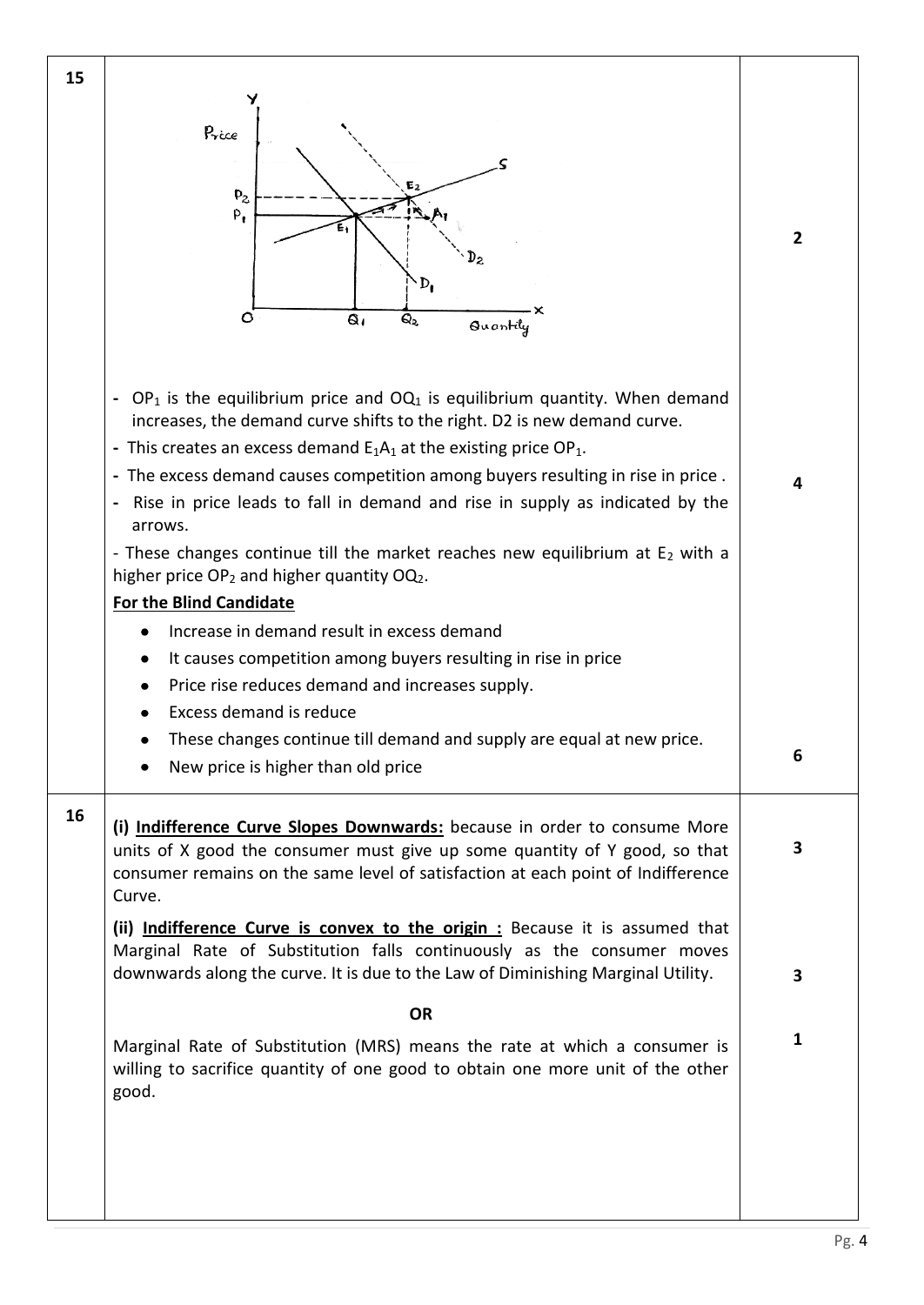| | | |
|---|---|---|
| 15 | | 2 |
| | - $OP_1$ is the equilibrium price and $OQ_1$ is equilibrium quantity. When demand increases, the demand curve shifts to the right. D2 is new demand curve.<br>- This creates an excess demand $E_1A_1$ at the existing price $OP_1$.<br>- The excess demand causes competition among buyers resulting in rise in price .<br>- Rise in price leads to fall in demand and rise in supply as indicated by the arrows.<br>- These changes continue till the market reaches new equilibrium at $E_2$ with a higher price $OP_2$ and higher quantity $OQ_2$.<br>**For the Blind Candidate**<br>• Increase in demand result in excess demand<br>• It causes competition among buyers resulting in rise in price<br>• Price rise reduces demand and increases supply.<br>• Excess demand is reduce<br>• These changes continue till demand and supply are equal at new price.<br>• New price is higher than old price | 4<br><br><br><br><br><br><br><br><br>6 |
| 16 | **(i) Indifference Curve Slopes Downwards:** because in order to consume More units of X good the consumer must give up some quantity of Y good, so that consumer remains on the same level of satisfaction at each point of Indifference Curve. | 3 |
| | **(ii) Indifference Curve is convex to the origin :** Because it is assumed that Marginal Rate of Substitution falls continuously as the consumer moves downwards along the curve. It is due to the Law of Diminishing Marginal Utility. | 3 |
| | **OR** | |
| | Marginal Rate of Substitution (MRS) means the rate at which a consumer is willing to sacrifice quantity of one good to obtain one more unit of the other good. | 1 |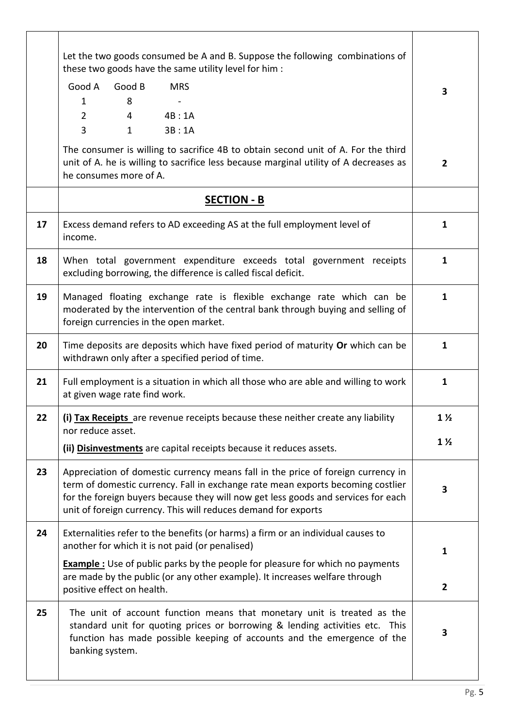| | | |
|---|---|---|
| | Let the two goods consumed be A and B. Suppose the following combinations of these two goods have the same utility level for him :<br><br>Good A &nbsp; Good B &nbsp; MRS<br>1 &nbsp; 8 &nbsp; -<br>2 &nbsp; 4 &nbsp; 4B : 1A<br>3 &nbsp; 1 &nbsp; 3B : 1A<br><br>The consumer is willing to sacrifice 4B to obtain second unit of A. For the third unit of A. he is willing to sacrifice less because marginal utility of A decreases as he consumes more of A. | 3<br><br><br><br><br>2 |
| | **SECTION - B** | |
| 17 | Excess demand refers to AD exceeding AS at the full employment level of income. | 1 |
| 18 | When total government expenditure exceeds total government receipts excluding borrowing, the difference is called fiscal deficit. | 1 |
| 19 | Managed floating exchange rate is flexible exchange rate which can be moderated by the intervention of the central bank through buying and selling of foreign currencies in the open market. | 1 |
| 20 | Time deposits are deposits which have fixed period of maturity **Or** which can be withdrawn only after a specified period of time. | 1 |
| 21 | Full employment is a situation in which all those who are able and willing to work at given wage rate find work. | 1 |
| 22 | **(i) Tax Receipts** are revenue receipts because these neither create any liability nor reduce asset.<br>**(ii) Disinvestments** are capital receipts because it reduces assets. | 1 ½<br>1 ½ |
| 23 | Appreciation of domestic currency means fall in the price of foreign currency in term of domestic currency. Fall in exchange rate mean exports becoming costlier for the foreign buyers because they will now get less goods and services for each unit of foreign currency. This will reduces demand for exports | 3 |
| 24 | Externalities refer to the benefits (or harms) a firm or an individual causes to another for which it is not paid (or penalised)<br>**Example :** Use of public parks by the people for pleasure for which no payments are made by the public (or any other example). It increases welfare through positive effect on health. | 1<br><br>2 |
| 25 | The unit of account function means that monetary unit is treated as the standard unit for quoting prices or borrowing & lending activities etc. This function has made possible keeping of accounts and the emergence of the banking system. | 3 |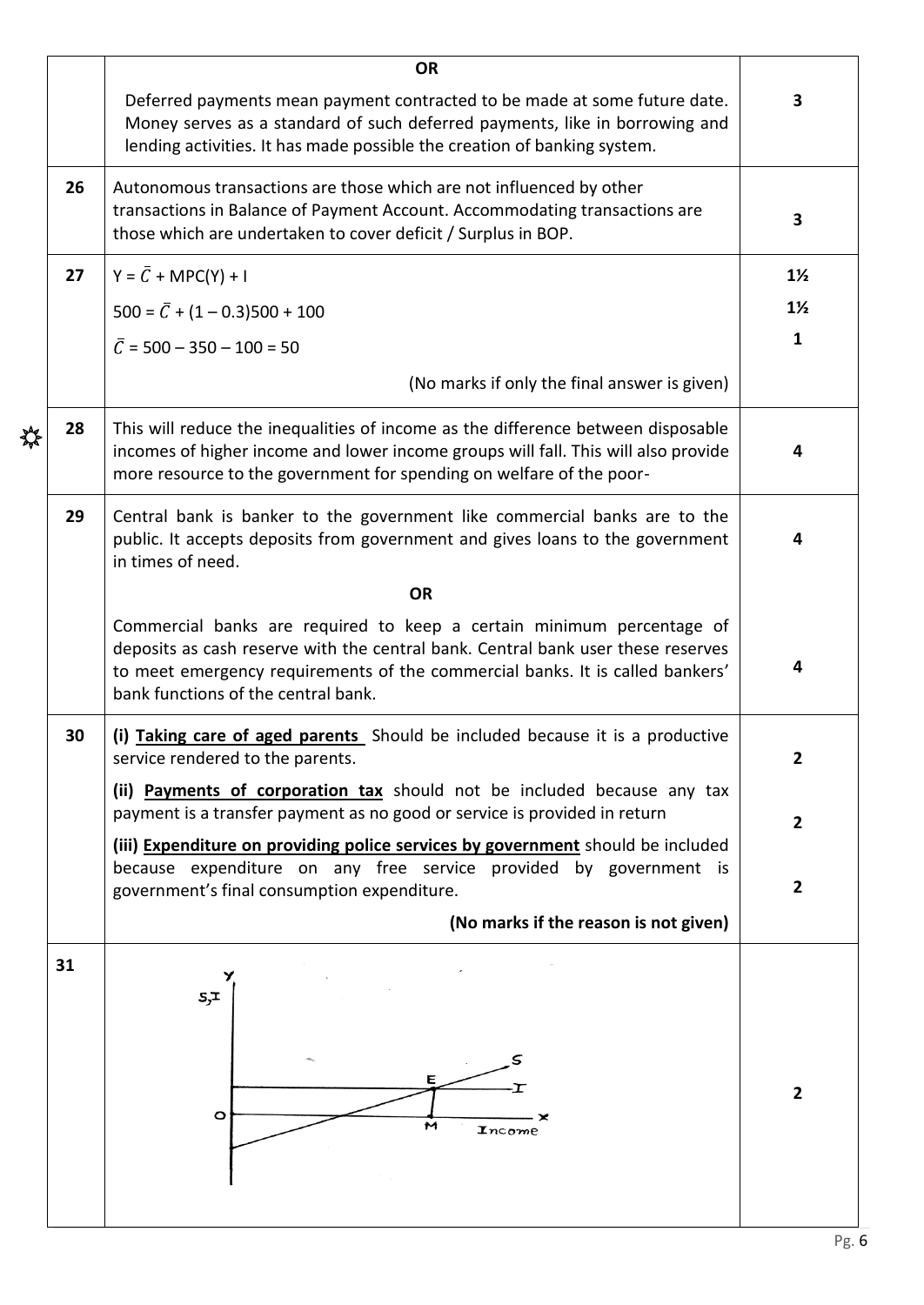| | | |
|---|---|---|
| | **OR** | |
| | Deferred payments mean payment contracted to be made at some future date. Money serves as a standard of such deferred payments, like in borrowing and lending activities. It has made possible the creation of banking system. | **3** |
| **26** | Autonomous transactions are those which are not influenced by other transactions in Balance of Payment Account. Accommodating transactions are those which are undertaken to cover deficit / Surplus in BOP. | **3** |
| **27** | $Y = \bar{C} + MPC(Y) + I$ | **1½** |
| | $500 = \bar{C} + (1 - 0.3)500 + 100$ | **1½** |
| | $\bar{C} = 500 - 350 - 100 = 50$ | **1** |
| | (No marks if only the final answer is given) | |
| **28** | This will reduce the inequalities of income as the difference between disposable incomes of higher income and lower income groups will fall. This will also provide more resource to the government for spending on welfare of the poor- | **4** |
| **29** | Central bank is banker to the government like commercial banks are to the public. It accepts deposits from government and gives loans to the government in times of need. | **4** |
| | **OR** | |
| | Commercial banks are required to keep a certain minimum percentage of deposits as cash reserve with the central bank. Central bank user these reserves to meet emergency requirements of the commercial banks. It is called bankers' bank functions of the central bank. | **4** |
| **30** | **(i) <u>Taking care of aged parents</u>** Should be included because it is a productive service rendered to the parents. | **2** |
| | **(ii) <u>Payments of corporation tax</u>** should not be included because any tax payment is a transfer payment as no good or service is provided in return | **2** |
| | **(iii) <u>Expenditure on providing police services by government</u>** should be included because expenditure on any free service provided by government is government's final consumption expenditure. | **2** |
| | **(No marks if the reason is not given)** | |
| **31** | (Diagram: Y-axis S, I; X-axis Income; S and I curves intersecting at E; M on income axis; origin O) | **2** |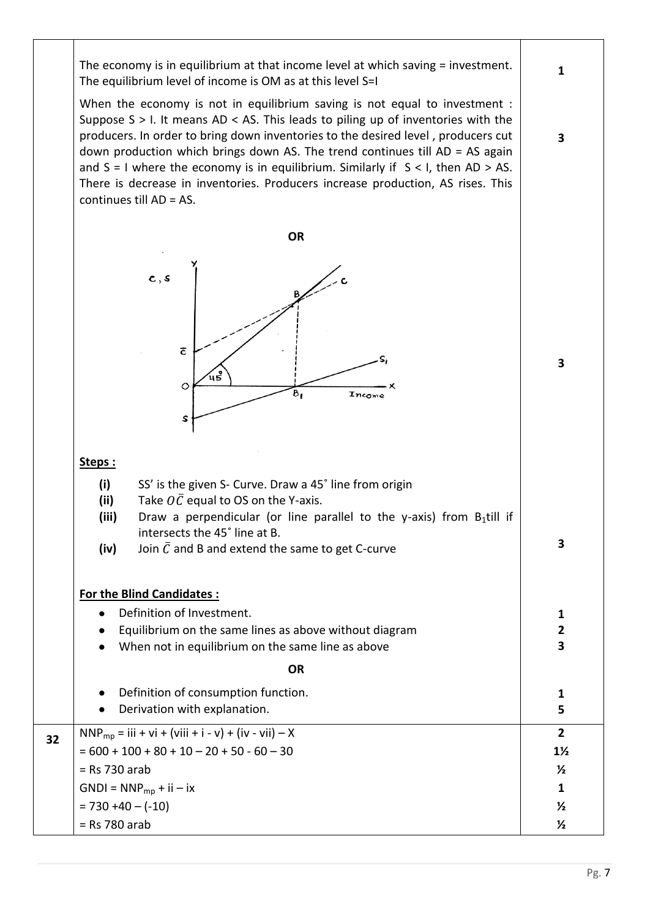| | | |
|---|---|---|
| | The economy is in equilibrium at that income level at which saving = investment. The equilibrium level of income is OM as at this level S=I | 1 |
| | When the economy is not in equilibrium saving is not equal to investment : Suppose S > I. It means AD < AS. This leads to piling up of inventories with the producers. In order to bring down inventories to the desired level , producers cut down production which brings down AS. The trend continues till AD = AS again and S = I where the economy is in equilibrium. Similarly if S < I, then AD > AS. There is decrease in inventories. Producers increase production, AS rises. This continues till AD = AS. | 3 |
| | **OR** | |
| | C, S<br>Y<br>B<br>C<br>$\bar{C}$<br>45°<br>O<br>$S_1$<br>X<br>$B_1$<br>Income<br>S | 3 |
| | **Steps :**<br>**(i)** SS' is the given S- Curve. Draw a 45˚ line from origin<br>**(ii)** Take $O\bar{C}$ equal to OS on the Y-axis.<br>**(iii)** Draw a perpendicular (or line parallel to the y-axis) from $B_1$till if intersects the 45˚ line at B.<br>**(iv)** Join $\bar{C}$ and B and extend the same to get C-curve | 3 |
| | **For the Blind Candidates :**<br>• Definition of Investment.<br>• Equilibrium on the same lines as above without diagram<br>• When not in equilibrium on the same line as above | <br>1<br>2<br>3 |
| | **OR** | |
| | • Definition of consumption function.<br>• Derivation with explanation. | 1<br>5 |
| 32 | $NNP_{mp}$ = iii + vi + (viii + i - v) + (iv - vii) – X | 2 |
| | = 600 + 100 + 80 + 10 – 20 + 50 - 60 – 30 | 1½ |
| | = Rs 730 arab | ½ |
| | GNDI = $NNP_{mp}$ + ii – ix | 1 |
| | = 730 +40 – (-10) | ½ |
| | = Rs 780 arab | ½ |